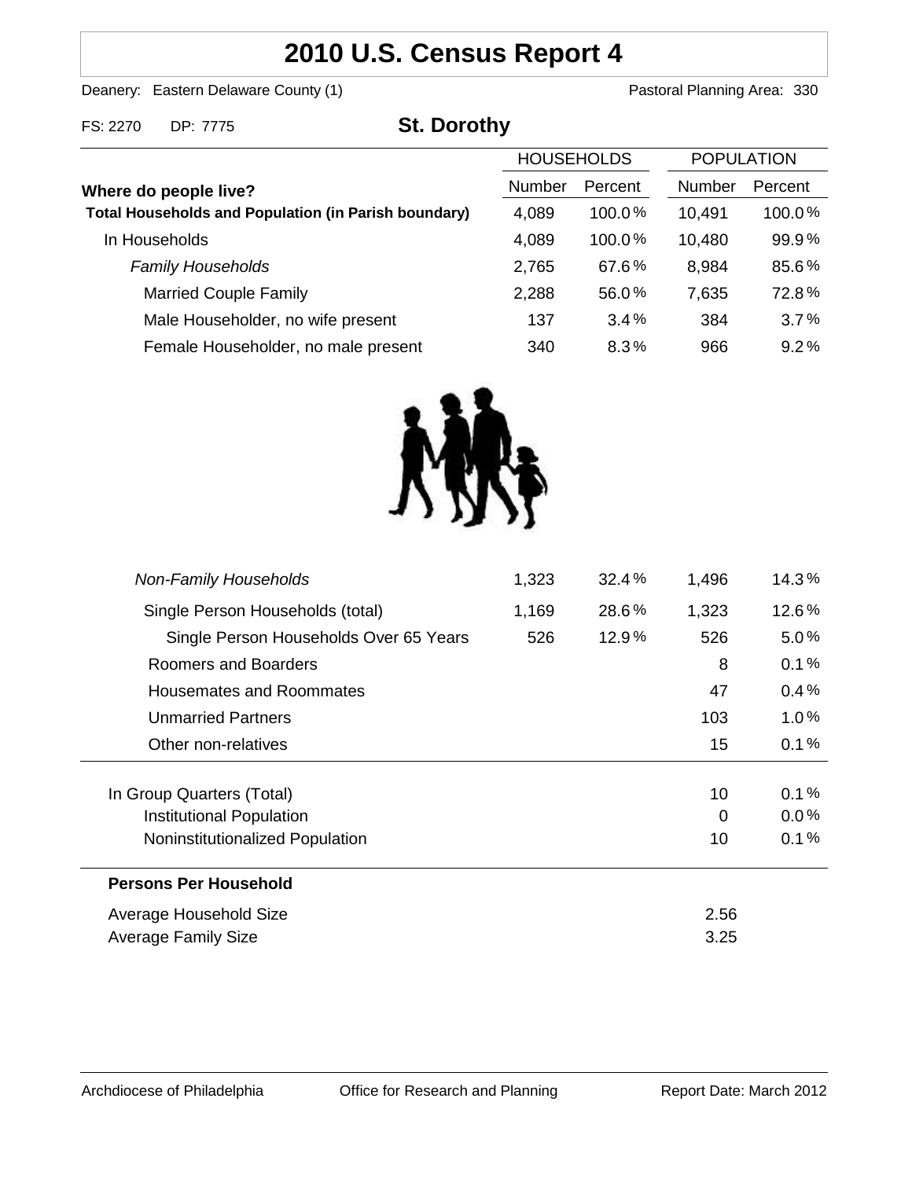# 2010 U.S. Census Report 4

Deanery: Eastern Delaware County (1) Pastoral Planning Area: 330

FS: 2270 DP: 7775

## St. Dorothy

| Where do people live? | HOUSEHOLDS | | POPULATION | |
|---|---|---|---|---|
| | Number | Percent | Number | Percent |
| **Total Households and Population (in Parish boundary)** | 4,089 | 100.0 % | 10,491 | 100.0 % |
| In Households | 4,089 | 100.0 % | 10,480 | 99.9 % |
| *Family Households* | 2,765 | 67.6 % | 8,984 | 85.6 % |
| Married Couple Family | 2,288 | 56.0 % | 7,635 | 72.8 % |
| Male Householder, no wife present | 137 | 3.4 % | 384 | 3.7 % |
| Female Householder, no male present | 340 | 8.3 % | 966 | 9.2 % |
| *Non-Family Households* | 1,323 | 32.4 % | 1,496 | 14.3 % |
| Single Person Households (total) | 1,169 | 28.6 % | 1,323 | 12.6 % |
| Single Person Households Over 65 Years | 526 | 12.9 % | 526 | 5.0 % |
| Roomers and Boarders | | | 8 | 0.1 % |
| Housemates and Roommates | | | 47 | 0.4 % |
| Unmarried Partners | | | 103 | 1.0 % |
| Other non-relatives | | | 15 | 0.1 % |
| In Group Quarters (Total) | | | 10 | 0.1 % |
| Institutional Population | | | 0 | 0.0 % |
| Noninstitutionalized Population | | | 10 | 0.1 % |

**Persons Per Household**

| | |
|---|---|
| Average Household Size | 2.56 |
| Average Family Size | 3.25 |

Archdiocese of Philadelphia Office for Research and Planning Report Date: March 2012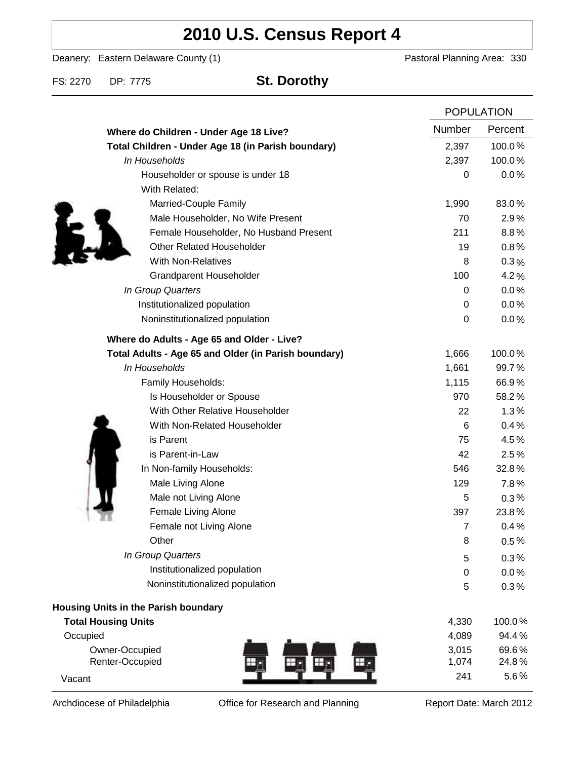# 2010 U.S. Census Report 4

Deanery: Eastern Delaware County (1) Pastoral Planning Area: 330

FS: 2270 DP: 7775 **St. Dorothy**

| | POPULATION | |
|---|---|---|
| **Where do Children - Under Age 18 Live?** | Number | Percent |
| **Total Children - Under Age 18 (in Parish boundary)** | 2,397 | 100.0% |
| *In Households* | 2,397 | 100.0% |
| Householder or spouse is under 18 | 0 | 0.0% |
| With Related: | | |
| Married-Couple Family | 1,990 | 83.0% |
| Male Householder, No Wife Present | 70 | 2.9% |
| Female Householder, No Husband Present | 211 | 8.8% |
| Other Related Householder | 19 | 0.8% |
| With Non-Relatives | 8 | 0.3% |
| Grandparent Householder | 100 | 4.2% |
| *In Group Quarters* | 0 | 0.0% |
| Institutionalized population | 0 | 0.0% |
| Noninstitutionalized population | 0 | 0.0% |
| **Where do Adults - Age 65 and Older - Live?** | | |
| **Total Adults - Age 65 and Older (in Parish boundary)** | 1,666 | 100.0% |
| *In Households* | 1,661 | 99.7% |
| Family Households: | 1,115 | 66.9% |
| Is Householder or Spouse | 970 | 58.2% |
| With Other Relative Householder | 22 | 1.3% |
| With Non-Related Householder | 6 | 0.4% |
| is Parent | 75 | 4.5% |
| is Parent-in-Law | 42 | 2.5% |
| In Non-family Households: | 546 | 32.8% |
| Male Living Alone | 129 | 7.8% |
| Male not Living Alone | 5 | 0.3% |
| Female Living Alone | 397 | 23.8% |
| Female not Living Alone | 7 | 0.4% |
| Other | 8 | 0.5% |
| *In Group Quarters* | 5 | 0.3% |
| Institutionalized population | 0 | 0.0% |
| Noninstitutionalized population | 5 | 0.3% |
| **Housing Units in the Parish boundary** | | |
| **Total Housing Units** | 4,330 | 100.0% |
| Occupied | 4,089 | 94.4% |
| Owner-Occupied | 3,015 | 69.6% |
| Renter-Occupied | 1,074 | 24.8% |
| Vacant | 241 | 5.6% |

Archdiocese of Philadelphia Office for Research and Planning Report Date: March 2012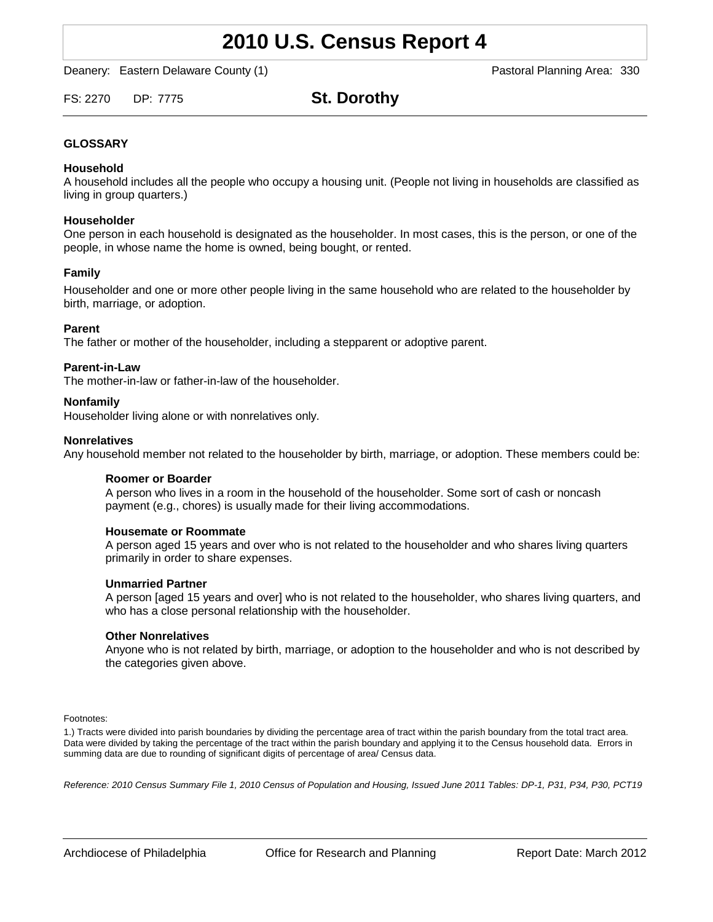# 2010 U.S. Census Report 4

Deanery: Eastern Delaware County (1) Pastoral Planning Area: 330

FS: 2270 DP: 7775 **St. Dorothy**

## GLOSSARY

**Household**
A household includes all the people who occupy a housing unit. (People not living in households are classified as living in group quarters.)

**Householder**
One person in each household is designated as the householder. In most cases, this is the person, or one of the people, in whose name the home is owned, being bought, or rented.

**Family**
Householder and one or more other people living in the same household who are related to the householder by birth, marriage, or adoption.

**Parent**
The father or mother of the householder, including a stepparent or adoptive parent.

**Parent-in-Law**
The mother-in-law or father-in-law of the householder.

**Nonfamily**
Householder living alone or with nonrelatives only.

**Nonrelatives**
Any household member not related to the householder by birth, marriage, or adoption. These members could be:

> **Roomer or Boarder**
> A person who lives in a room in the household of the householder. Some sort of cash or noncash payment (e.g., chores) is usually made for their living accommodations.
>
> **Housemate or Roommate**
> A person aged 15 years and over who is not related to the householder and who shares living quarters primarily in order to share expenses.
>
> **Unmarried Partner**
> A person [aged 15 years and over] who is not related to the householder, who shares living quarters, and who has a close personal relationship with the householder.
>
> **Other Nonrelatives**
> Anyone who is not related by birth, marriage, or adoption to the householder and who is not described by the categories given above.

Footnotes:

1.) Tracts were divided into parish boundaries by dividing the percentage area of tract within the parish boundary from the total tract area. Data were divided by taking the percentage of the tract within the parish boundary and applying it to the Census household data. Errors in summing data are due to rounding of significant digits of percentage of area/ Census data.

*Reference: 2010 Census Summary File 1, 2010 Census of Population and Housing, Issued June 2011 Tables: DP-1, P31, P34, P30, PCT19*

Archdiocese of Philadelphia Office for Research and Planning Report Date: March 2012